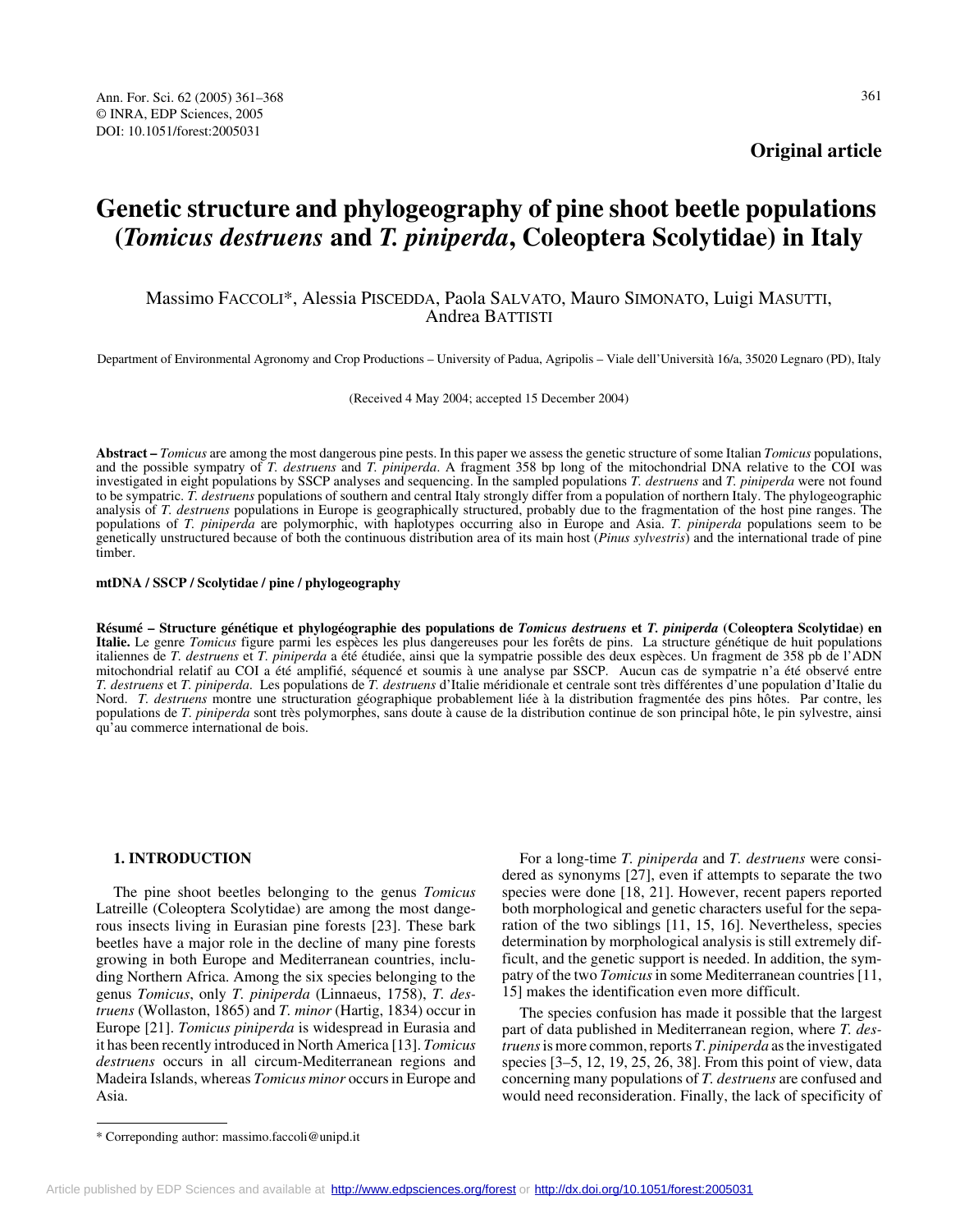**Original article**

# Genetic structure and phylogeography of pine shoot beetle populations (*Tomicus destruens* and *T. piniperda*, Coleoptera Scolytidae) in Italy

Massimo FACCOLI*, Alessia PISCEDDA, Paola SALVATO, Mauro SIMONATO, Luigi MASUTTI, Andrea BATTISTI

Department of Environmental Agronomy and Crop Productions – University of Padua, Agripolis – Viale dell'Università 16/a, 35020 Legnaro (PD), Italy

(Received 4 May 2004; accepted 15 December 2004)

**Abstract –** *Tomicus* are among the most dangerous pine pests. In this paper we assess the genetic structure of some Italian *Tomicus* populations, and the possible sympatry of *T. destruens* and *T. piniperda*. A fragment 358 bp long of the mitochondrial DNA relative to the COI was investigated in eight populations by SSCP analyses and sequencing. In the sampled populations *T. destruens* and *T. piniperda* were not found to be sympatric. *T. destruens* populations of southern and central Italy strongly differ from a population of northern Italy. The phylogeographic analysis of *T. destruens* populations in Europe is geographically structured, probably due to the fragmentation of the host pine ranges. The populations of *T. piniperda* are polymorphic, with haplotypes occurring also in Europe and Asia. *T. piniperda* populations seem to be genetically unstructured because of both the continuous distribution area of its main host (*Pinus sylvestris*) and the international trade of pine timber.

**mtDNA / SSCP / Scolytidae / pine / phylogeography**

**Résumé – Structure génétique et phylogéographie des populations de *Tomicus destruens* et *T. piniperda* (Coleoptera Scolytidae) en Italie.** Le genre *Tomicus* figure parmi les espèces les plus dangereuses pour les forêts de pins. La structure génétique de huit populations italiennes de *T. destruens* et *T. piniperda* a été étudiée, ainsi que la sympatrie possible des deux espèces. Un fragment de 358 pb de l'ADN mitochondrial relatif au COI a été amplifié, séquencé et soumis à une analyse par SSCP. Aucun cas de sympatrie n'a été observé entre *T. destruens* et *T. piniperda*. Les populations de *T. destruens* d'Italie méridionale et centrale sont très différentes d'une population d'Italie du Nord. *T. destruens* montre une structuration géographique probablement liée à la distribution fragmentée des pins hôtes. Par contre, les populations de *T. piniperda* sont très polymorphes, sans doute à cause de la distribution continue de son principal hôte, le pin sylvestre, ainsi qu'au commerce international de bois.

## 1. INTRODUCTION

The pine shoot beetles belonging to the genus *Tomicus* Latreille (Coleoptera Scolytidae) are among the most dangerous insects living in Eurasian pine forests [23]. These bark beetles have a major role in the decline of many pine forests growing in both Europe and Mediterranean countries, including Northern Africa. Among the six species belonging to the genus *Tomicus*, only *T. piniperda* (Linnaeus, 1758), *T. destruens* (Wollaston, 1865) and *T. minor* (Hartig, 1834) occur in Europe [21]. *Tomicus piniperda* is widespread in Eurasia and it has been recently introduced in North America [13]. *Tomicus destruens* occurs in all circum-Mediterranean regions and Madeira Islands, whereas *Tomicus minor* occurs in Europe and Asia.

For a long-time *T. piniperda* and *T. destruens* were considered as synonyms [27], even if attempts to separate the two species were done [18, 21]. However, recent papers reported both morphological and genetic characters useful for the separation of the two siblings [11, 15, 16]. Nevertheless, species determination by morphological analysis is still extremely difficult, and the genetic support is needed. In addition, the sympatry of the two *Tomicus* in some Mediterranean countries [11, 15] makes the identification even more difficult.

The species confusion has made it possible that the largest part of data published in Mediterranean region, where *T. destruens* is more common, reports *T. piniperda* as the investigated species [3–5, 12, 19, 25, 26, 38]. From this point of view, data concerning many populations of *T. destruens* are confused and would need reconsideration. Finally, the lack of specificity of

* Correponding author: massimo.faccoli@unipd.it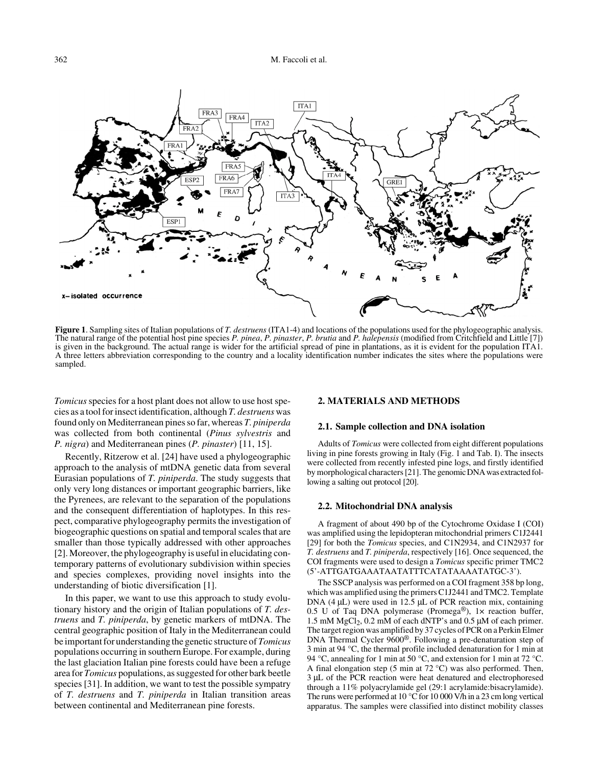**Figure 1**. Sampling sites of Italian populations of *T. destruens* (ITA1-4) and locations of the populations used for the phylogeographic analysis. The natural range of the potential host pine species *P. pinea*, *P. pinaster*, *P. brutia* and *P. halepensis* (modified from Critchfield and Little [7]) is given in the background. The actual range is wider for the artificial spread of pine in plantations, as it is evident for the population ITA1. A three letters abbreviation corresponding to the country and a locality identification number indicates the sites where the populations were sampled.

*Tomicus* species for a host plant does not allow to use host species as a tool for insect identification, although *T. destruens* was found only on Mediterranean pines so far, whereas *T. piniperda* was collected from both continental (*Pinus sylvestris* and *P. nigra*) and Mediterranean pines (*P. pinaster*) [11, 15].

Recently, Ritzerow et al. [24] have used a phylogeographic approach to the analysis of mtDNA genetic data from several Eurasian populations of *T. piniperda*. The study suggests that only very long distances or important geographic barriers, like the Pyrenees, are relevant to the separation of the populations and the consequent differentiation of haplotypes. In this respect, comparative phylogeography permits the investigation of biogeographic questions on spatial and temporal scales that are smaller than those typically addressed with other approaches [2]. Moreover, the phylogeography is useful in elucidating contemporary patterns of evolutionary subdivision within species and species complexes, providing novel insights into the understanding of biotic diversification [1].

In this paper, we want to use this approach to study evolutionary history and the origin of Italian populations of *T. destruens* and *T. piniperda*, by genetic markers of mtDNA. The central geographic position of Italy in the Mediterranean could be important for understanding the genetic structure of *Tomicus* populations occurring in southern Europe. For example, during the last glaciation Italian pine forests could have been a refuge area for *Tomicus* populations, as suggested for other bark beetle species [31]. In addition, we want to test the possible sympatry of *T. destruens* and *T. piniperda* in Italian transition areas between continental and Mediterranean pine forests.

## 2. MATERIALS AND METHODS

### 2.1. Sample collection and DNA isolation

Adults of *Tomicus* were collected from eight different populations living in pine forests growing in Italy (Fig. 1 and Tab. I). The insects were collected from recently infested pine logs, and firstly identified by morphological characters [21]. The genomic DNA was extracted following a salting out protocol [20].

### 2.2. Mitochondrial DNA analysis

A fragment of about 490 bp of the Cytochrome Oxidase I (COI) was amplified using the lepidopteran mitochondrial primers C1J2441 [29] for both the *Tomicus* species, and C1N2934, and C1N2937 for *T. destruens* and *T. piniperda*, respectively [16]. Once sequenced, the COI fragments were used to design a *Tomicus* specific primer TMC2 (5'-ATTGATGAAATAATATTTCATATAAAATATGC-3').

The SSCP analysis was performed on a COI fragment 358 bp long, which was amplified using the primers C1J2441 and TMC2. Template DNA (4 μL) were used in 12.5 μL of PCR reaction mix, containing 0.5 U of Taq DNA polymerase (Promega®), 1× reaction buffer, 1.5 mM $MgCl_2$, 0.2 mM of each dNTP's and 0.5 μM of each primer. The target region was amplified by 37 cycles of PCR on a Perkin Elmer DNA Thermal Cycler 9600®. Following a pre-denaturation step of 3 min at 94 °C, the thermal profile included denaturation for 1 min at 94 °C, annealing for 1 min at 50 °C, and extension for 1 min at 72 °C. A final elongation step (5 min at 72 °C) was also performed. Then, 3 μL of the PCR reaction were heat denatured and electrophoresed through a 11% polyacrylamide gel (29:1 acrylamide:bisacrylamide). The runs were performed at 10 °C for 10 000 V/h in a 23 cm long vertical apparatus. The samples were classified into distinct mobility classes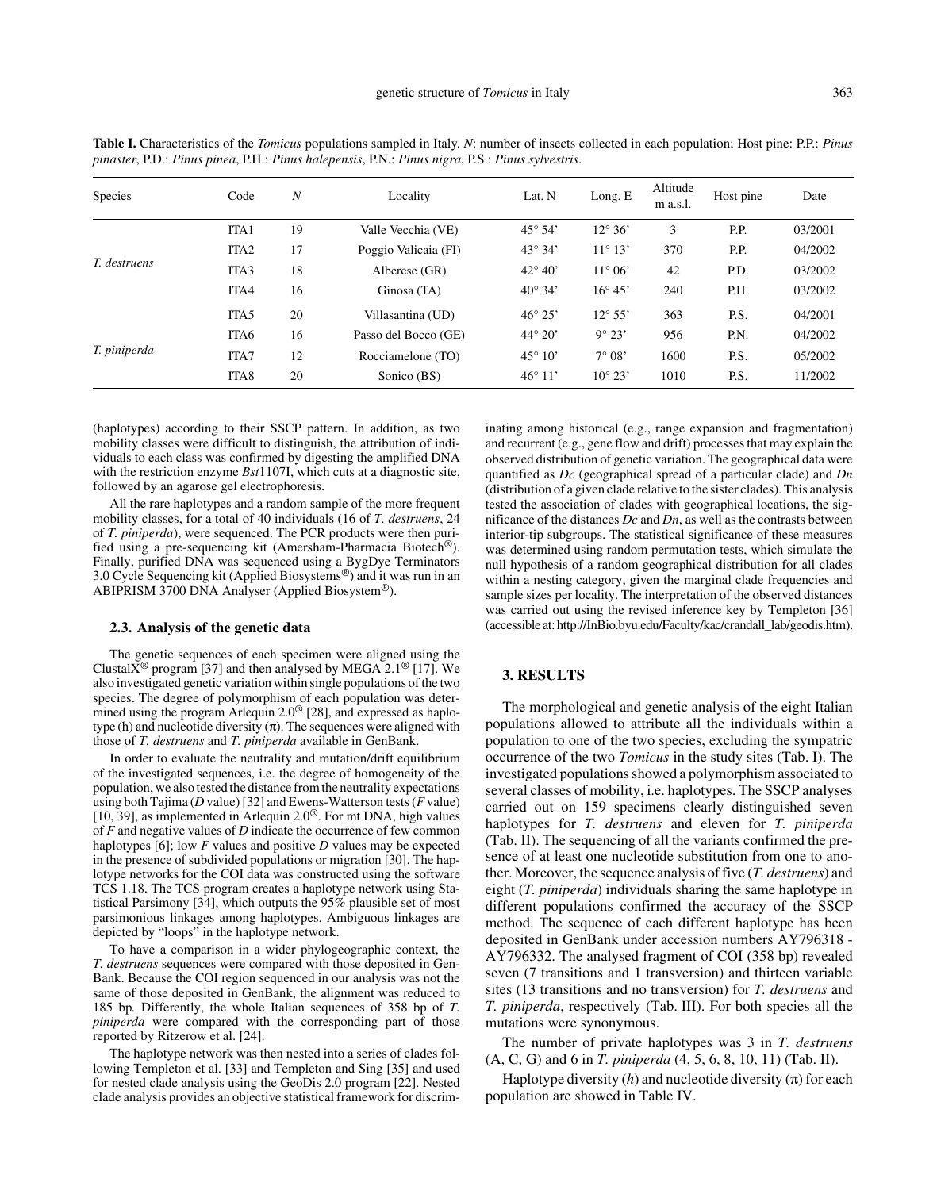**Table I.** Characteristics of the *Tomicus* populations sampled in Italy. *N*: number of insects collected in each population; Host pine: P.P.: *Pinus pinaster*, P.D.: *Pinus pinea*, P.H.: *Pinus halepensis*, P.N.: *Pinus nigra*, P.S.: *Pinus sylvestris*.

| Species | Code | *N* | Locality | Lat. N | Long. E | Altitude m a.s.l. | Host pine | Date |
|---|---|---|---|---|---|---|---|---|
| *T. destruens* | ITA1 | 19 | Valle Vecchia (VE) | 45° 54' | 12° 36' | 3 | P.P. | 03/2001 |
| | ITA2 | 17 | Poggio Valicaia (FI) | 43° 34' | 11° 13' | 370 | P.P. | 04/2002 |
| | ITA3 | 18 | Alberese (GR) | 42° 40' | 11° 06' | 42 | P.D. | 03/2002 |
| | ITA4 | 16 | Ginosa (TA) | 40° 34' | 16° 45' | 240 | P.H. | 03/2002 |
| *T. piniperda* | ITA5 | 20 | Villasantina (UD) | 46° 25' | 12° 55' | 363 | P.S. | 04/2001 |
| | ITA6 | 16 | Passo del Bocco (GE) | 44° 20' | 9° 23' | 956 | P.N. | 04/2002 |
| | ITA7 | 12 | Rocciamelone (TO) | 45° 10' | 7° 08' | 1600 | P.S. | 05/2002 |
| | ITA8 | 20 | Sonico (BS) | 46° 11' | 10° 23' | 1010 | P.S. | 11/2002 |

(haplotypes) according to their SSCP pattern. In addition, as two mobility classes were difficult to distinguish, the attribution of individuals to each class was confirmed by digesting the amplified DNA with the restriction enzyme *Bst*1107I, which cuts at a diagnostic site, followed by an agarose gel electrophoresis.

All the rare haplotypes and a random sample of the more frequent mobility classes, for a total of 40 individuals (16 of *T. destruens*, 24 of *T. piniperda*), were sequenced. The PCR products were then purified using a pre-sequencing kit (Amersham-Pharmacia Biotech®). Finally, purified DNA was sequenced using a BygDye Terminators 3.0 Cycle Sequencing kit (Applied Biosystems®) and it was run in an ABIPRISM 3700 DNA Analyser (Applied Biosystem®).

### 2.3. Analysis of the genetic data

The genetic sequences of each specimen were aligned using the ClustalX® program [37] and then analysed by MEGA 2.1® [17]. We also investigated genetic variation within single populations of the two species. The degree of polymorphism of each population was determined using the program Arlequin 2.0® [28], and expressed as haplotype (h) and nucleotide diversity ($\pi$). The sequences were aligned with those of *T. destruens* and *T. piniperda* available in GenBank.

In order to evaluate the neutrality and mutation/drift equilibrium of the investigated sequences, i.e. the degree of homogeneity of the population, we also tested the distance from the neutrality expectations using both Tajima (*D* value) [32] and Ewens-Watterson tests (*F* value) [10, 39], as implemented in Arlequin 2.0®. For mt DNA, high values of *F* and negative values of *D* indicate the occurrence of few common haplotypes [6]; low *F* values and positive *D* values may be expected in the presence of subdivided populations or migration [30]. The haplotype networks for the COI data was constructed using the software TCS 1.18. The TCS program creates a haplotype network using Statistical Parsimony [34], which outputs the 95% plausible set of most parsimonious linkages among haplotypes. Ambiguous linkages are depicted by "loops" in the haplotype network.

To have a comparison in a wider phylogeographic context, the *T. destruens* sequences were compared with those deposited in GenBank. Because the COI region sequenced in our analysis was not the same of those deposited in GenBank, the alignment was reduced to 185 bp. Differently, the whole Italian sequences of 358 bp of *T. piniperda* were compared with the corresponding part of those reported by Ritzerow et al. [24].

The haplotype network was then nested into a series of clades following Templeton et al. [33] and Templeton and Sing [35] and used for nested clade analysis using the GeoDis 2.0 program [22]. Nested clade analysis provides an objective statistical framework for discriminating among historical (e.g., range expansion and fragmentation) and recurrent (e.g., gene flow and drift) processes that may explain the observed distribution of genetic variation. The geographical data were quantified as *Dc* (geographical spread of a particular clade) and *Dn* (distribution of a given clade relative to the sister clades). This analysis tested the association of clades with geographical locations, the significance of the distances *Dc* and *Dn*, as well as the contrasts between interior-tip subgroups. The statistical significance of these measures was determined using random permutation tests, which simulate the null hypothesis of a random geographical distribution for all clades within a nesting category, given the marginal clade frequencies and sample sizes per locality. The interpretation of the observed distances was carried out using the revised inference key by Templeton [36] (accessible at: http://InBio.byu.edu/Faculty/kac/crandall_lab/geodis.htm).

## 3. RESULTS

The morphological and genetic analysis of the eight Italian populations allowed to attribute all the individuals within a population to one of the two species, excluding the sympatric occurrence of the two *Tomicus* in the study sites (Tab. I). The investigated populations showed a polymorphism associated to several classes of mobility, i.e. haplotypes. The SSCP analyses carried out on 159 specimens clearly distinguished seven haplotypes for *T. destruens* and eleven for *T. piniperda* (Tab. II). The sequencing of all the variants confirmed the presence of at least one nucleotide substitution from one to another. Moreover, the sequence analysis of five (*T. destruens*) and eight (*T. piniperda*) individuals sharing the same haplotype in different populations confirmed the accuracy of the SSCP method. The sequence of each different haplotype has been deposited in GenBank under accession numbers AY796318 - AY796332. The analysed fragment of COI (358 bp) revealed seven (7 transitions and 1 transversion) and thirteen variable sites (13 transitions and no transversion) for *T. destruens* and *T. piniperda*, respectively (Tab. III). For both species all the mutations were synonymous.

The number of private haplotypes was 3 in *T. destruens* (A, C, G) and 6 in *T. piniperda* (4, 5, 6, 8, 10, 11) (Tab. II).

Haplotype diversity (*h*) and nucleotide diversity ($\pi$) for each population are showed in Table IV.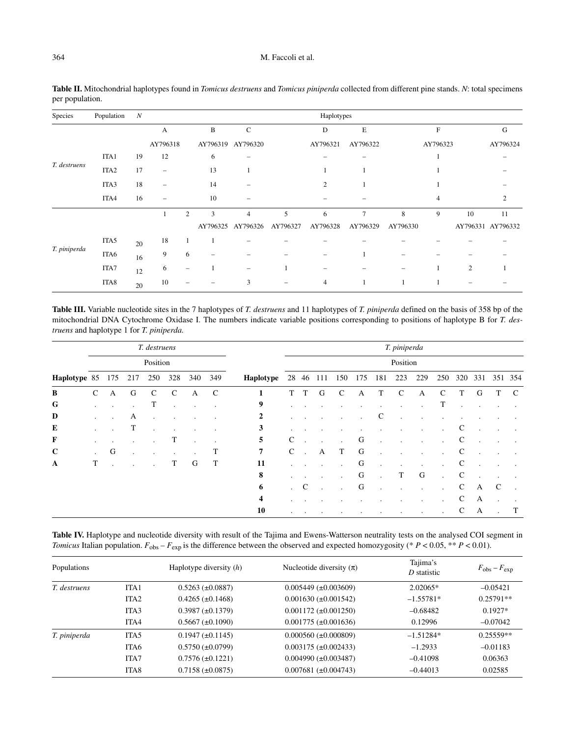**Table II.** Mitochondrial haplotypes found in *Tomicus destruens* and *Tomicus piniperda* collected from different pine stands. *N*: total specimens per population.

| Species | Population | *N* | Haplotypes | | | | | | | | | | |
|---|---|---|---|---|---|---|---|---|---|---|---|---|---|
| | | | A | | B | C | | D | E | | F | | G |
| | | | AY796318 | | AY796319 | AY796320 | | AY796321 | AY796322 | | AY796323 | | AY796324 |
| *T. destruens* | ITA1 | 19 | 12 | | 6 | – | | – | – | | 1 | | – |
| | ITA2 | 17 | – | | 13 | 1 | | 1 | 1 | | 1 | | – |
| | ITA3 | 18 | – | | 14 | – | | 2 | 1 | | 1 | | – |
| | ITA4 | 16 | – | | 10 | – | | – | – | | 4 | | 2 |
| | | | 1 | 2 | 3 | 4 | 5 | 6 | 7 | 8 | 9 | 10 | 11 |
| | | | | | AY796325 | AY796326 | AY796327 | AY796328 | AY796329 | AY796330 | | AY796331 | AY796332 |
| *T. piniperda* | ITA5 | 20 | 18 | 1 | 1 | – | – | – | – | – | – | – | – |
| | ITA6 | 16 | 9 | 6 | – | – | – | – | 1 | – | – | – | – |
| | ITA7 | 12 | 6 | – | 1 | – | 1 | – | – | – | 1 | 2 | 1 |
| | ITA8 | 20 | 10 | – | – | 3 | – | 4 | 1 | 1 | 1 | – | – |

**Table III.** Variable nucleotide sites in the 7 haplotypes of *T. destruens* and 11 haplotypes of *T. piniperda* defined on the basis of 358 bp of the mitochondrial DNA Cytochrome Oxidase I. The numbers indicate variable positions corresponding to positions of haplotype B for *T. destruens* and haplotype 1 for *T. piniperda.*

| | *T. destruens* | | | | | | | | *T. piniperda* | | | | | | | | | | | | |
|---|---|---|---|---|---|---|---|---|---|---|---|---|---|---|---|---|---|---|---|---|---|
| | Position | | | | | | | | Position | | | | | | | | | | | | |
| **Haplotype** | 85 | 175 | 217 | 250 | 328 | 340 | 349 | **Haplotype** | 28 | 46 | 111 | 150 | 175 | 181 | 223 | 229 | 250 | 320 | 331 | 351 | 354 |
| **B** | C | A | G | C | C | A | C | **1** | T | T | G | C | A | T | C | A | C | T | G | T | C |
| **G** | . | . | . | T | . | . | . | **9** | . | . | . | . | . | . | . | . | T | . | . | . | . |
| **D** | . | . | A | . | . | . | . | **2** | . | . | . | . | . | C | . | . | . | . | . | . | . |
| **E** | . | . | T | . | . | . | . | **3** | . | . | . | . | . | . | . | . | . | C | . | . | . |
| **F** | . | . | . | . | T | . | . | **5** | C | . | . | . | G | . | . | . | . | C | . | . | . |
| **C** | . | G | . | . | . | . | T | **7** | C | . | A | T | G | . | . | . | . | C | . | . | . |
| **A** | T | . | . | . | T | G | T | **11** | . | . | . | . | G | . | . | . | . | C | . | . | . |
| | | | | | | | | **8** | . | . | . | . | G | . | T | G | . | C | . | . | . |
| | | | | | | | | **6** | . | C | . | . | G | . | . | . | . | C | A | C | . |
| | | | | | | | | **4** | . | . | . | . | . | . | . | . | . | C | A | . | . |
| | | | | | | | | **10** | . | . | . | . | . | . | . | . | . | C | A | . | T |

**Table IV.** Haplotype and nucleotide diversity with result of the Tajima and Ewens-Watterson neutrality tests on the analysed COI segment in *Tomicus* Italian population. $F_{obs} - F_{exp}$ is the difference between the observed and expected homozygosity (* $P < 0.05$, ** $P < 0.01$).

| Populations | | Haplotype diversity ($h$) | Nucleotide diversity ($\pi$) | Tajima's $D$ statistic | $F_{obs} - F_{exp}$ |
|---|---|---|---|---|---|
| *T. destruens* | ITA1 | 0.5263 (±0.0887) | 0.005449 (±0.003609) | 2.02065* | –0.05421 |
| | ITA2 | 0.4265 (±0.1468) | 0.001630 (±0.001542) | –1.55781* | 0.25791** |
| | ITA3 | 0.3987 (±0.1379) | 0.001172 (±0.001250) | –0.68482 | 0.1927* |
| | ITA4 | 0.5667 (±0.1090) | 0.001775 (±0.001636) | 0.12996 | –0.07042 |
| *T. piniperda* | ITA5 | 0.1947 (±0.1145) | 0.000560 (±0.000809) | –1.51284* | 0.25559** |
| | ITA6 | 0.5750 (±0.0799) | 0.003175 (±0.002433) | –1.2933 | –0.01183 |
| | ITA7 | 0.7576 (±0.1221) | 0.004990 (±0.003487) | –0.41098 | 0.06363 |
| | ITA8 | 0.7158 (±0.0875) | 0.007681 (±0.004743) | –0.44013 | 0.02585 |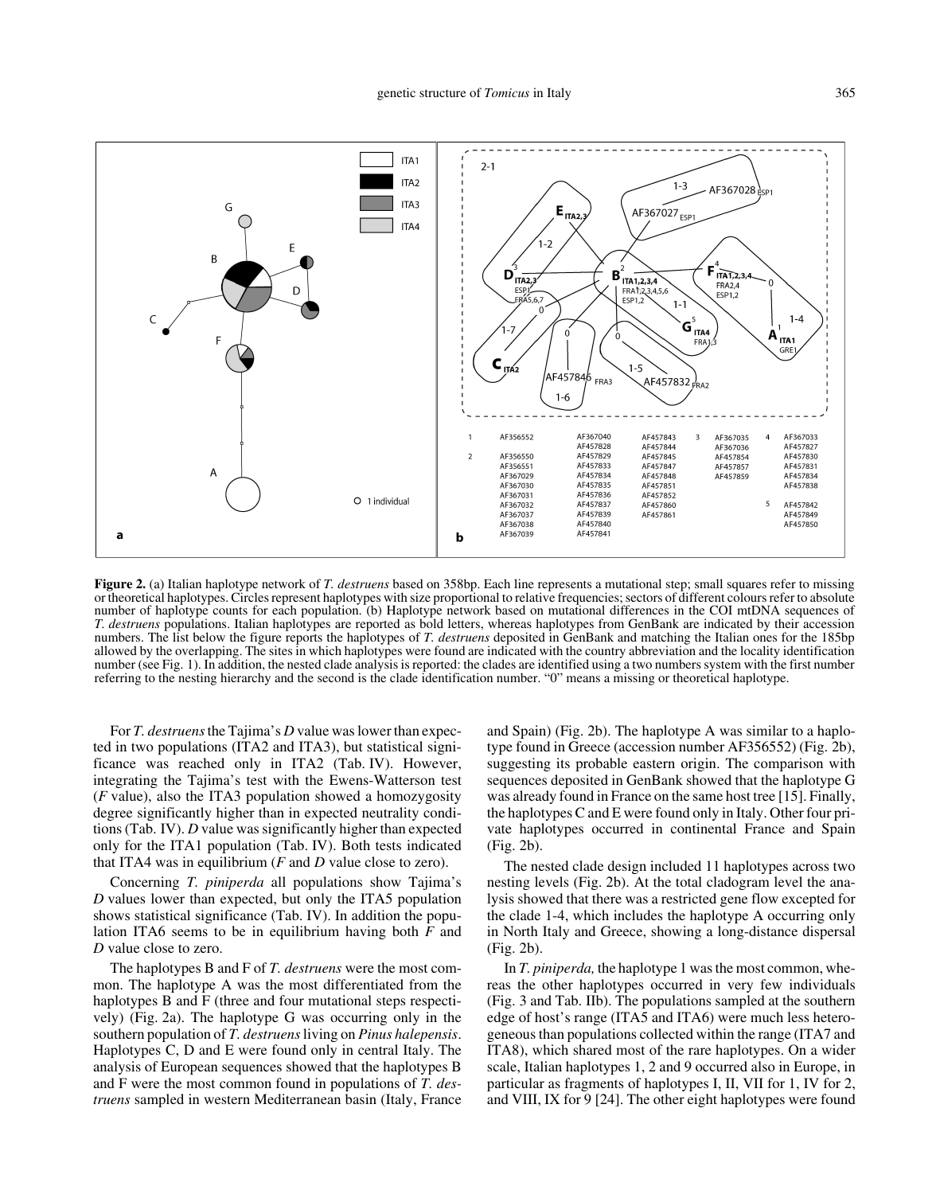**Figure 2.** (a) Italian haplotype network of *T. destruens* based on 358bp. Each line represents a mutational step; small squares refer to missing or theoretical haplotypes. Circles represent haplotypes with size proportional to relative frequencies; sectors of different colours refer to absolute number of haplotype counts for each population. (b) Haplotype network based on mutational differences in the COI mtDNA sequences of *T. destruens* populations. Italian haplotypes are reported as bold letters, whereas haplotypes from GenBank are indicated by their accession numbers. The list below the figure reports the haplotypes of *T. destruens* deposited in GenBank and matching the Italian ones for the 185bp allowed by the overlapping. The sites in which haplotypes were found are indicated with the country abbreviation and the locality identification number (see Fig. 1). In addition, the nested clade analysis is reported: the clades are identified using a two numbers system with the first number referring to the nesting hierarchy and the second is the clade identification number. "0" means a missing or theoretical haplotype.

For *T. destruens* the Tajima's *D* value was lower than expected in two populations (ITA2 and ITA3), but statistical significance was reached only in ITA2 (Tab. IV). However, integrating the Tajima's test with the Ewens-Watterson test (*F* value), also the ITA3 population showed a homozygosity degree significantly higher than in expected neutrality conditions (Tab. IV). *D* value was significantly higher than expected only for the ITA1 population (Tab. IV). Both tests indicated that ITA4 was in equilibrium (*F* and *D* value close to zero).

Concerning *T. piniperda* all populations show Tajima's *D* values lower than expected, but only the ITA5 population shows statistical significance (Tab. IV). In addition the population ITA6 seems to be in equilibrium having both *F* and *D* value close to zero.

The haplotypes B and F of *T. destruens* were the most common. The haplotype A was the most differentiated from the haplotypes B and F (three and four mutational steps respectively) (Fig. 2a). The haplotype G was occurring only in the southern population of *T. destruens* living on *Pinus halepensis*. Haplotypes C, D and E were found only in central Italy. The analysis of European sequences showed that the haplotypes B and F were the most common found in populations of *T. destruens* sampled in western Mediterranean basin (Italy, France and Spain) (Fig. 2b). The haplotype A was similar to a haplotype found in Greece (accession number AF356552) (Fig. 2b), suggesting its probable eastern origin. The comparison with sequences deposited in GenBank showed that the haplotype G was already found in France on the same host tree [15]. Finally, the haplotypes C and E were found only in Italy. Other four private haplotypes occurred in continental France and Spain (Fig. 2b).

The nested clade design included 11 haplotypes across two nesting levels (Fig. 2b). At the total cladogram level the analysis showed that there was a restricted gene flow excepted for the clade 1-4, which includes the haplotype A occurring only in North Italy and Greece, showing a long-distance dispersal (Fig. 2b).

In *T. piniperda,* the haplotype 1 was the most common, whereas the other haplotypes occurred in very few individuals (Fig. 3 and Tab. IIb). The populations sampled at the southern edge of host's range (ITA5 and ITA6) were much less heterogeneous than populations collected within the range (ITA7 and ITA8), which shared most of the rare haplotypes. On a wider scale, Italian haplotypes 1, 2 and 9 occurred also in Europe, in particular as fragments of haplotypes I, II, VII for 1, IV for 2, and VIII, IX for 9 [24]. The other eight haplotypes were found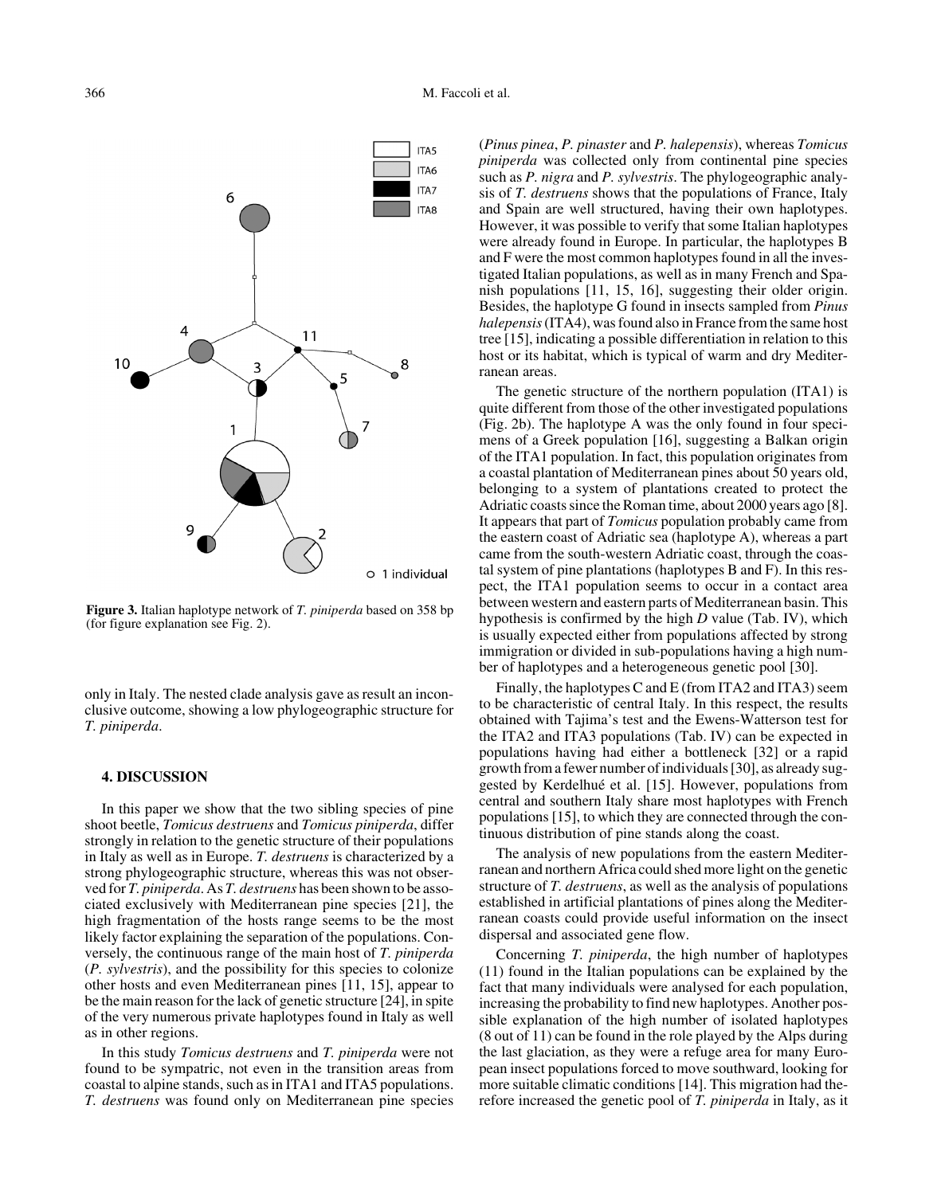**Figure 3.** Italian haplotype network of *T. piniperda* based on 358 bp (for figure explanation see Fig. 2).

only in Italy. The nested clade analysis gave as result an inconclusive outcome, showing a low phylogeographic structure for *T. piniperda*.

## 4. DISCUSSION

In this paper we show that the two sibling species of pine shoot beetle, *Tomicus destruens* and *Tomicus piniperda*, differ strongly in relation to the genetic structure of their populations in Italy as well as in Europe. *T. destruens* is characterized by a strong phylogeographic structure, whereas this was not observed for *T. piniperda*. As *T. destruens* has been shown to be associated exclusively with Mediterranean pine species [21], the high fragmentation of the hosts range seems to be the most likely factor explaining the separation of the populations. Conversely, the continuous range of the main host of *T. piniperda* (*P. sylvestris*), and the possibility for this species to colonize other hosts and even Mediterranean pines [11, 15], appear to be the main reason for the lack of genetic structure [24], in spite of the very numerous private haplotypes found in Italy as well as in other regions.

In this study *Tomicus destruens* and *T. piniperda* were not found to be sympatric, not even in the transition areas from coastal to alpine stands, such as in ITA1 and ITA5 populations. *T. destruens* was found only on Mediterranean pine species (*Pinus pinea*, *P. pinaster* and *P. halepensis*), whereas *Tomicus piniperda* was collected only from continental pine species such as *P. nigra* and *P. sylvestris*. The phylogeographic analysis of *T. destruens* shows that the populations of France, Italy and Spain are well structured, having their own haplotypes. However, it was possible to verify that some Italian haplotypes were already found in Europe. In particular, the haplotypes B and F were the most common haplotypes found in all the investigated Italian populations, as well as in many French and Spanish populations [11, 15, 16], suggesting their older origin. Besides, the haplotype G found in insects sampled from *Pinus halepensis* (ITA4), was found also in France from the same host tree [15], indicating a possible differentiation in relation to this host or its habitat, which is typical of warm and dry Mediterranean areas.

The genetic structure of the northern population (ITA1) is quite different from those of the other investigated populations (Fig. 2b). The haplotype A was the only found in four specimens of a Greek population [16], suggesting a Balkan origin of the ITA1 population. In fact, this population originates from a coastal plantation of Mediterranean pines about 50 years old, belonging to a system of plantations created to protect the Adriatic coasts since the Roman time, about 2000 years ago [8]. It appears that part of *Tomicus* population probably came from the eastern coast of Adriatic sea (haplotype A), whereas a part came from the south-western Adriatic coast, through the coastal system of pine plantations (haplotypes B and F). In this respect, the ITA1 population seems to occur in a contact area between western and eastern parts of Mediterranean basin. This hypothesis is confirmed by the high *D* value (Tab. IV), which is usually expected either from populations affected by strong immigration or divided in sub-populations having a high number of haplotypes and a heterogeneous genetic pool [30].

Finally, the haplotypes C and E (from ITA2 and ITA3) seem to be characteristic of central Italy. In this respect, the results obtained with Tajima's test and the Ewens-Watterson test for the ITA2 and ITA3 populations (Tab. IV) can be expected in populations having had either a bottleneck [32] or a rapid growth from a fewer number of individuals [30], as already suggested by Kerdelhué et al. [15]. However, populations from central and southern Italy share most haplotypes with French populations [15], to which they are connected through the continuous distribution of pine stands along the coast.

The analysis of new populations from the eastern Mediterranean and northern Africa could shed more light on the genetic structure of *T. destruens*, as well as the analysis of populations established in artificial plantations of pines along the Mediterranean coasts could provide useful information on the insect dispersal and associated gene flow.

Concerning *T. piniperda*, the high number of haplotypes (11) found in the Italian populations can be explained by the fact that many individuals were analysed for each population, increasing the probability to find new haplotypes. Another possible explanation of the high number of isolated haplotypes (8 out of 11) can be found in the role played by the Alps during the last glaciation, as they were a refuge area for many European insect populations forced to move southward, looking for more suitable climatic conditions [14]. This migration had therefore increased the genetic pool of *T. piniperda* in Italy, as it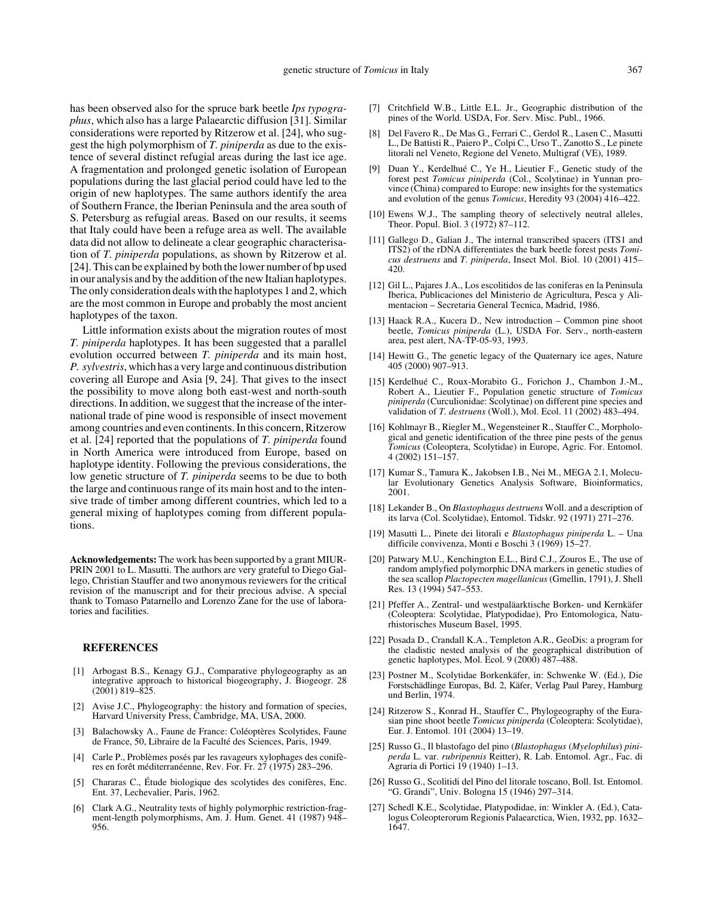has been observed also for the spruce bark beetle *Ips typographus*, which also has a large Palaearctic diffusion [31]. Similar considerations were reported by Ritzerow et al. [24], who suggest the high polymorphism of *T. piniperda* as due to the existence of several distinct refugial areas during the last ice age. A fragmentation and prolonged genetic isolation of European populations during the last glacial period could have led to the origin of new haplotypes. The same authors identify the area of Southern France, the Iberian Peninsula and the area south of S. Petersburg as refugial areas. Based on our results, it seems that Italy could have been a refuge area as well. The available data did not allow to delineate a clear geographic characterisation of *T. piniperda* populations, as shown by Ritzerow et al. [24]. This can be explained by both the lower number of bp used in our analysis and by the addition of the new Italian haplotypes. The only consideration deals with the haplotypes 1 and 2, which are the most common in Europe and probably the most ancient haplotypes of the taxon.

Little information exists about the migration routes of most *T. piniperda* haplotypes. It has been suggested that a parallel evolution occurred between *T. piniperda* and its main host, *P. sylvestris*, which has a very large and continuous distribution covering all Europe and Asia [9, 24]. That gives to the insect the possibility to move along both east-west and north-south directions. In addition, we suggest that the increase of the international trade of pine wood is responsible of insect movement among countries and even continents. In this concern, Ritzerow et al. [24] reported that the populations of *T. piniperda* found in North America were introduced from Europe, based on haplotype identity. Following the previous considerations, the low genetic structure of *T. piniperda* seems to be due to both the large and continuous range of its main host and to the intensive trade of timber among different countries, which led to a general mixing of haplotypes coming from different populations.

**Acknowledgements:** The work has been supported by a grant MIUR-PRIN 2001 to L. Masutti. The authors are very grateful to Diego Gallego, Christian Stauffer and two anonymous reviewers for the critical revision of the manuscript and for their precious advise. A special thank to Tomaso Patarnello and Lorenzo Zane for the use of laboratories and facilities.

## REFERENCES

[1] Arbogast B.S., Kenagy G.J., Comparative phylogeography as an integrative approach to historical biogeography, J. Biogeogr. 28 (2001) 819–825.

[2] Avise J.C., Phylogeography: the history and formation of species, Harvard University Press, Cambridge, MA, USA, 2000.

[3] Balachowsky A., Faune de France: Coléoptères Scolytides, Faune de France, 50, Libraire de la Faculté des Sciences, Paris, 1949.

[4] Carle P., Problèmes posés par les ravageurs xylophages des conifères en forêt méditerranéenne, Rev. For. Fr. 27 (1975) 283–296.

[5] Chararas C., Étude biologique des scolytides des conifères, Enc. Ent. 37, Lechevalier, Paris, 1962.

[6] Clark A.G., Neutrality tests of highly polymorphic restriction-fragment-length polymorphisms, Am. J. Hum. Genet. 41 (1987) 948–956.

[7] Critchfield W.B., Little E.L. Jr., Geographic distribution of the pines of the World. USDA, For. Serv. Misc. Publ., 1966.

[8] Del Favero R., De Mas G., Ferrari C., Gerdol R., Lasen C., Masutti L., De Battisti R., Paiero P., Colpi C., Urso T., Zanotto S., Le pinete litorali nel Veneto, Regione del Veneto, Multigraf (VE), 1989.

[9] Duan Y., Kerdelhué C., Ye H., Lieutier F., Genetic study of the forest pest *Tomicus piniperda* (Col., Scolytinae) in Yunnan province (China) compared to Europe: new insights for the systematics and evolution of the genus *Tomicus*, Heredity 93 (2004) 416–422.

[10] Ewens W.J., The sampling theory of selectively neutral alleles, Theor. Popul. Biol. 3 (1972) 87–112.

[11] Gallego D., Galian J., The internal transcribed spacers (ITS1 and ITS2) of the rDNA differentiates the bark beetle forest pests *Tomicus destruens* and *T. piniperda*, Insect Mol. Biol. 10 (2001) 415–420.

[12] Gil L., Pajares J.A., Los escolitidos de las coniferas en la Peninsula Iberica, Publicaciones del Ministerio de Agricultura, Pesca y Alimentacion – Secretaria General Tecnica, Madrid, 1986.

[13] Haack R.A., Kucera D., New introduction – Common pine shoot beetle, *Tomicus piniperda* (L.), USDA For. Serv., north-eastern area, pest alert, NA-TP-05-93, 1993.

[14] Hewitt G., The genetic legacy of the Quaternary ice ages, Nature 405 (2000) 907–913.

[15] Kerdelhué C., Roux-Morabito G., Forichon J., Chambon J.-M., Robert A., Lieutier F., Population genetic structure of *Tomicus piniperda* (Curculionidae: Scolytinae) on different pine species and validation of *T. destruens* (Woll.), Mol. Ecol. 11 (2002) 483–494.

[16] Kohlmayr B., Riegler M., Wegensteiner R., Stauffer C., Morphological and genetic identification of the three pine pests of the genus *Tomicus* (Coleoptera, Scolytidae) in Europe, Agric. For. Entomol. 4 (2002) 151–157.

[17] Kumar S., Tamura K., Jakobsen I.B., Nei M., MEGA 2.1, Molecular Evolutionary Genetics Analysis Software, Bioinformatics, 2001.

[18] Lekander B., On *Blastophagus destruens* Woll. and a description of its larva (Col. Scolytidae), Entomol. Tidskr. 92 (1971) 271–276.

[19] Masutti L., Pinete dei litorali e *Blastophagus piniperda* L. – Una difficile convivenza, Monti e Boschi 3 (1969) 15–27.

[20] Patwary M.U., Kenchington E.L., Bird C.J., Zouros E., The use of random amplyfied polymorphic DNA markers in genetic studies of the sea scallop *Plactopecten magellanicus* (Gmellin, 1791), J. Shell Res. 13 (1994) 547–553.

[21] Pfeffer A., Zentral- und westpaläarktische Borken- und Kernkäfer (Coleoptera: Scolytidae, Platypodidae), Pro Entomologica, Naturhistorisches Museum Basel, 1995.

[22] Posada D., Crandall K.A., Templeton A.R., GeoDis: a program for the cladistic nested analysis of the geographical distribution of genetic haplotypes, Mol. Ecol. 9 (2000) 487–488.

[23] Postner M., Scolytidae Borkenkäfer, in: Schwenke W. (Ed.), Die Forstschädlinge Europas, Bd. 2, Käfer, Verlag Paul Parey, Hamburg und Berlin, 1974.

[24] Ritzerow S., Konrad H., Stauffer C., Phylogeography of the Eurasian pine shoot beetle *Tomicus piniperda* (Coleoptera: Scolytidae), Eur. J. Entomol. 101 (2004) 13–19.

[25] Russo G., Il blastofago del pino (*Blastophagus* (*Myelophilus*) *piniperda* L. var. *rubripennis* Reitter), R. Lab. Entomol. Agr., Fac. di Agraria di Portici 19 (1940) 1–13.

[26] Russo G., Scolitidi del Pino del litorale toscano, Boll. Ist. Entomol. "G. Grandi", Univ. Bologna 15 (1946) 297–314.

[27] Schedl K.E., Scolytidae, Platypodidae, in: Winkler A. (Ed.), Catalogus Coleopterorum Regionis Palaearctica, Wien, 1932, pp. 1632–1647.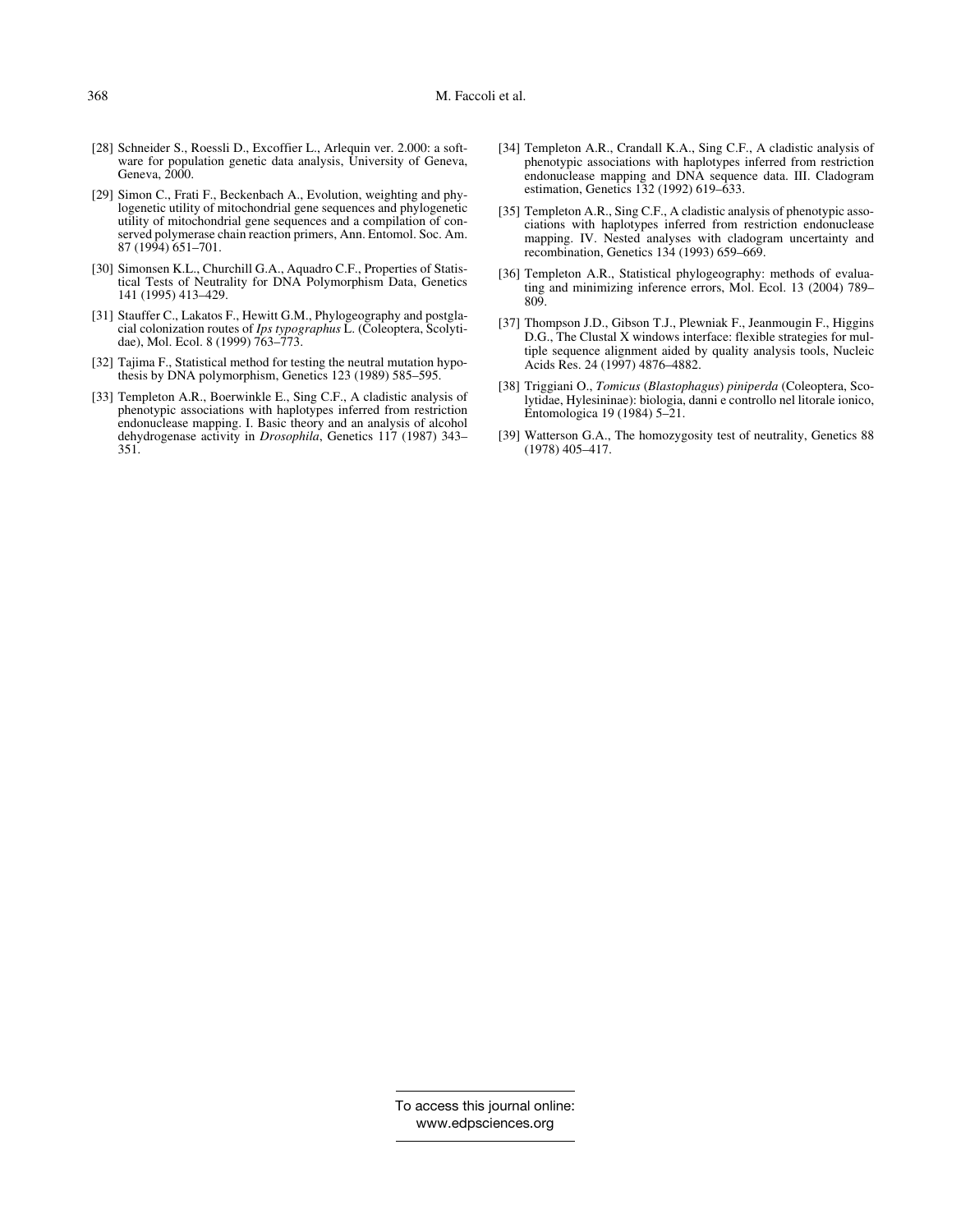[28] Schneider S., Roessli D., Excoffier L., Arlequin ver. 2.000: a software for population genetic data analysis, University of Geneva, Geneva, 2000.

[29] Simon C., Frati F., Beckenbach A., Evolution, weighting and phylogenetic utility of mitochondrial gene sequences and phylogenetic utility of mitochondrial gene sequences and a compilation of conserved polymerase chain reaction primers, Ann. Entomol. Soc. Am. 87 (1994) 651–701.

[30] Simonsen K.L., Churchill G.A., Aquadro C.F., Properties of Statistical Tests of Neutrality for DNA Polymorphism Data, Genetics 141 (1995) 413–429.

[31] Stauffer C., Lakatos F., Hewitt G.M., Phylogeography and postglacial colonization routes of *Ips typographus* L. (Coleoptera, Scolytidae), Mol. Ecol. 8 (1999) 763–773.

[32] Tajima F., Statistical method for testing the neutral mutation hypothesis by DNA polymorphism, Genetics 123 (1989) 585–595.

[33] Templeton A.R., Boerwinkle E., Sing C.F., A cladistic analysis of phenotypic associations with haplotypes inferred from restriction endonuclease mapping. I. Basic theory and an analysis of alcohol dehydrogenase activity in *Drosophila*, Genetics 117 (1987) 343–351.

[34] Templeton A.R., Crandall K.A., Sing C.F., A cladistic analysis of phenotypic associations with haplotypes inferred from restriction endonuclease mapping and DNA sequence data. III. Cladogram estimation, Genetics 132 (1992) 619–633.

[35] Templeton A.R., Sing C.F., A cladistic analysis of phenotypic associations with haplotypes inferred from restriction endonuclease mapping. IV. Nested analyses with cladogram uncertainty and recombination, Genetics 134 (1993) 659–669.

[36] Templeton A.R., Statistical phylogeography: methods of evaluating and minimizing inference errors, Mol. Ecol. 13 (2004) 789–809.

[37] Thompson J.D., Gibson T.J., Plewniak F., Jeanmougin F., Higgins D.G., The Clustal X windows interface: flexible strategies for multiple sequence alignment aided by quality analysis tools, Nucleic Acids Res. 24 (1997) 4876–4882.

[38] Triggiani O., *Tomicus* (*Blastophagus*) *piniperda* (Coleoptera, Scolytidae, Hylesininae): biologia, danni e controllo nel litorale ionico, Entomologica 19 (1984) 5–21.

[39] Watterson G.A., The homozygosity test of neutrality, Genetics 88 (1978) 405–417.

To access this journal online:
www.edpsciences.org